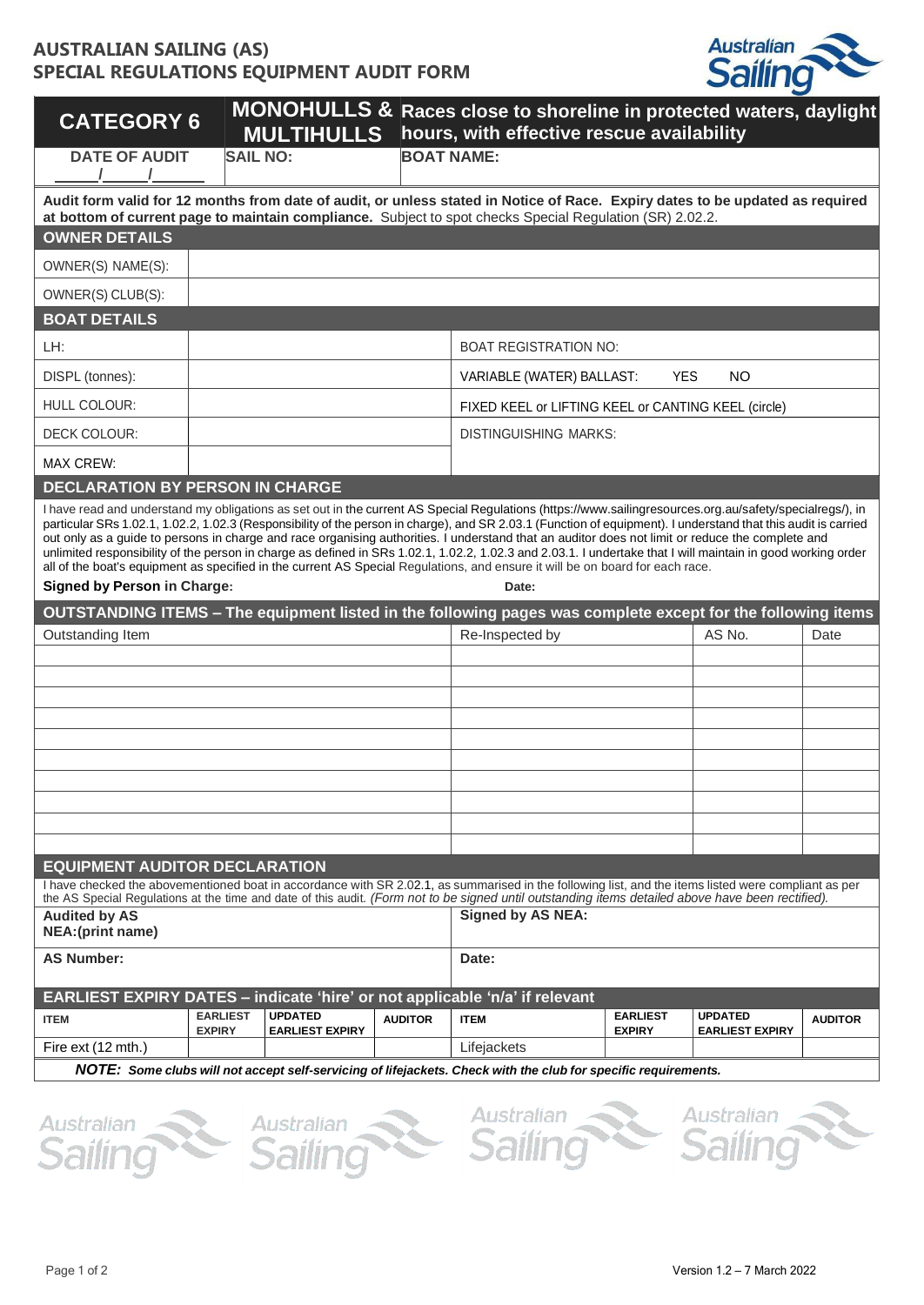# AUSTRALIAN SAILING (AS)
# SPECIAL REGULATIONS EQUIPMENT AUDIT FORM

| CATEGORY 6 | MONOHULLS & MULTIHULLS | Races close to shoreline in protected waters, daylight hours, with effective rescue availability |
|---|---|---|
| DATE OF AUDIT ____/____/____ | SAIL NO: | BOAT NAME: |

**Audit form valid for 12 months from date of audit, or unless stated in Notice of Race. Expiry dates to be updated as required at bottom of current page to maintain compliance.** Subject to spot checks Special Regulation (SR) 2.02.2.

## OWNER DETAILS

| | |
|---|---|
| OWNER(S) NAME(S): | |
| OWNER(S) CLUB(S): | |

## BOAT DETAILS

| | | |
|---|---|---|
| LH: | | BOAT REGISTRATION NO: |
| DISPL (tonnes): | | VARIABLE (WATER) BALLAST: YES NO |
| HULL COLOUR: | | FIXED KEEL or LIFTING KEEL or CANTING KEEL (circle) |
| DECK COLOUR: | | DISTINGUISHING MARKS: |
| MAX CREW: | | |

## DECLARATION BY PERSON IN CHARGE

I have read and understand my obligations as set out in the current AS Special Regulations (https://www.sailingresources.org.au/safety/specialregs/), in particular SRs 1.02.1, 1.02.2, 1.02.3 (Responsibility of the person in charge), and SR 2.03.1 (Function of equipment). I understand that this audit is carried out only as a guide to persons in charge and race organising authorities. I understand that an auditor does not limit or reduce the complete and unlimited responsibility of the person in charge as defined in SRs 1.02.1, 1.02.2, 1.02.3 and 2.03.1. I undertake that I will maintain in good working order all of the boat's equipment as specified in the current AS Special Regulations, and ensure it will be on board for each race.

**Signed by Person in Charge:** **Date:**

## OUTSTANDING ITEMS – The equipment listed in the following pages was complete except for the following items

| Outstanding Item | Re-Inspected by | AS No. | Date |
|---|---|---|---|
| | | | |
| | | | |
| | | | |
| | | | |
| | | | |
| | | | |
| | | | |
| | | | |
| | | | |
| | | | |

## EQUIPMENT AUDITOR DECLARATION

I have checked the abovementioned boat in accordance with SR 2.02.1, as summarised in the following list, and the items listed were compliant as per the AS Special Regulations at the time and date of this audit. *(Form not to be signed until outstanding items detailed above have been rectified).*

| | |
|---|---|
| **Audited by AS NEA:(print name)** | **Signed by AS NEA:** |
| **AS Number:** | **Date:** |

## EARLIEST EXPIRY DATES – indicate 'hire' or not applicable 'n/a' if relevant

| ITEM | EARLIEST EXPIRY | UPDATED EARLIEST EXPIRY | AUDITOR | ITEM | EARLIEST EXPIRY | UPDATED EARLIEST EXPIRY | AUDITOR |
|---|---|---|---|---|---|---|---|
| Fire ext (12 mth.) | | | | Lifejackets | | | |

***NOTE:** Some clubs will not accept self-servicing of lifejackets. Check with the club for specific requirements.*

Version 1.2 – 7 March 2022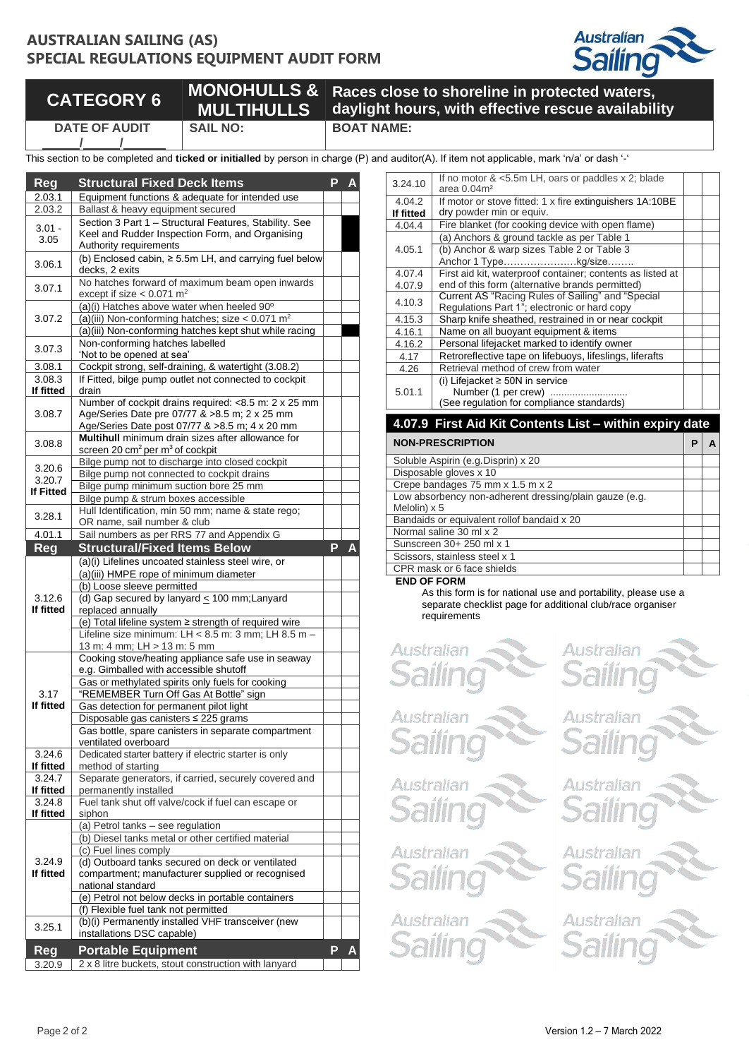# AUSTRALIAN SAILING (AS)
# SPECIAL REGULATIONS EQUIPMENT AUDIT FORM

| CATEGORY 6 | MONOHULLS & MULTIHULLS | Races close to shoreline in protected waters, daylight hours, with effective rescue availability |
|---|---|---|
| DATE OF AUDIT ___/___/___ | SAIL NO: | BOAT NAME: |

This section to be completed and **ticked or initialled** by person in charge (P) and auditor(A). If item not applicable, mark 'n/a' or dash '-'

| Reg | Structural Fixed Deck Items | P | A |
|---|---|---|---|
| 2.03.1 | Equipment functions & adequate for intended use | | |
| 2.03.2 | Ballast & heavy equipment secured | | |
| 3.01 - 3.05 | Section 3 Part 1 – Structural Features, Stability. See Keel and Rudder Inspection Form, and Organising Authority requirements | | |
| 3.06.1 | (b) Enclosed cabin, ≥ 5.5m LH, and carrying fuel below decks, 2 exits | | |
| 3.07.1 | No hatches forward of maximum beam open inwards except if size < 0.071 m² | | |
| 3.07.2 | (a)(i) Hatches above water when heeled 90º | | |
| | (a)(iii) Non-conforming hatches; size < 0.071 m² | | |
| | (a)(iii) Non-conforming hatches kept shut while racing | | |
| 3.07.3 | Non-conforming hatches labelled 'Not to be opened at sea' | | |
| 3.08.1 | Cockpit strong, self-draining, & watertight (3.08.2) | | |
| 3.08.3 If fitted | If Fitted, bilge pump outlet not connected to cockpit drain | | |
| 3.08.7 | Number of cockpit drains required: <8.5 m: 2 x 25 mm Age/Series Date pre 07/77 & >8.5 m; 2 x 25 mm Age/Series Date post 07/77 & >8.5 m; 4 x 20 mm | | |
| 3.08.8 | **Multihull** minimum drain sizes after allowance for screen 20 cm² per m³ of cockpit | | |
| 3.20.6 3.20.7 If Fitted | Bilge pump not to discharge into closed cockpit | | |
| | Bilge pump not connected to cockpit drains | | |
| | Bilge pump minimum suction bore 25 mm | | |
| | Bilge pump & strum boxes accessible | | |
| 3.28.1 | Hull Identification, min 50 mm; name & state rego; OR name, sail number & club | | |
| 4.01.1 | Sail numbers as per RRS 77 and Appendix G | | |
| **Reg** | **Structural/Fixed Items Below** | **P** | **A** |
| 3.12.6 If fitted | (a)(i) Lifelines uncoated stainless steel wire, or | | |
| | (a)(iii) HMPE rope of minimum diameter | | |
| | (b) Loose sleeve permitted | | |
| | (d) Gap secured by lanyard ≤ 100 mm;Lanyard replaced annually | | |
| | (e) Total lifeline system ≥ strength of required wire | | |
| | Lifeline size minimum: LH < 8.5 m: 3 mm; LH 8.5 m – 13 m: 4 mm; LH > 13 m: 5 mm | | |
| 3.17 If fitted | Cooking stove/heating appliance safe use in seaway e.g. Gimballed with accessible shutoff | | |
| | Gas or methylated spirits only fuels for cooking | | |
| | "REMEMBER Turn Off Gas At Bottle" sign | | |
| | Gas detection for permanent pilot light | | |
| | Disposable gas canisters ≤ 225 grams | | |
| | Gas bottle, spare canisters in separate compartment ventilated overboard | | |
| 3.24.6 If fitted | Dedicated starter battery if electric starter is only method of starting | | |
| 3.24.7 If fitted | Separate generators, if carried, securely covered and permanently installed | | |
| 3.24.8 If fitted | Fuel tank shut off valve/cock if fuel can escape or siphon | | |
| 3.24.9 If fitted | (a) Petrol tanks – see regulation | | |
| | (b) Diesel tanks metal or other certified material | | |
| | (c) Fuel lines comply | | |
| | (d) Outboard tanks secured on deck or ventilated compartment; manufacturer supplied or recognised national standard | | |
| | (e) Petrol not below decks in portable containers | | |
| | (f) Flexible fuel tank not permitted | | |
| 3.25.1 | (b)(i) Permanently installed VHF transceiver (new installations DSC capable) | | |
| **Reg** | **Portable Equipment** | **P** | **A** |
| 3.20.9 | 2 x 8 litre buckets, stout construction with lanyard | | |
| 3.24.10 | If no motor & <5.5m LH, oars or paddles x 2; blade area 0.04m² | | |
| 4.04.2 If fitted | If motor or stove fitted: 1 x fire extinguishers 1A:10BE dry powder min or equiv. | | |
| 4.04.4 | Fire blanket (for cooking device with open flame) | | |
| 4.05.1 | (a) Anchors & ground tackle as per Table 1 | | |
| | (b) Anchor & warp sizes Table 2 or Table 3 Anchor 1 Type…………………kg/size…….. | | |
| 4.07.4 4.07.9 | First aid kit, waterproof container; contents as listed at end of this form (alternative brands permitted) | | |
| 4.10.3 | Current AS "Racing Rules of Sailing" and "Special Regulations Part 1"; electronic or hard copy | | |
| 4.15.3 | Sharp knife sheathed, restrained in or near cockpit | | |
| 4.16.1 | Name on all buoyant equipment & items | | |
| 4.16.2 | Personal lifejacket marked to identify owner | | |
| 4.17 | Retroreflective tape on lifebuoys, lifeslings, liferafts | | |
| 4.26 | Retrieval method of crew from water | | |
| 5.01.1 | (i) Lifejacket ≥ 50N in service Number (1 per crew) ……………………… (See regulation for compliance standards) | | |

## 4.07.9 First Aid Kit Contents List – within expiry date

| NON-PRESCRIPTION | P | A |
|---|---|---|
| Soluble Aspirin (e.g.Disprin) x 20 | | |
| Disposable gloves x 10 | | |
| Crepe bandages 75 mm x 1.5 m x 2 | | |
| Low absorbency non-adherent dressing/plain gauze (e.g. Melolin) x 5 | | |
| Bandaids or equivalent rollof bandaid x 20 | | |
| Normal saline 30 ml x 2 | | |
| Sunscreen 30+ 250 ml x 1 | | |
| Scissors, stainless steel x 1 | | |
| CPR mask or 6 face shields | | |

**END OF FORM**

As this form is for national use and portability, please use a separate checklist page for additional club/race organiser requirements

Version 1.2 – 7 March 2022